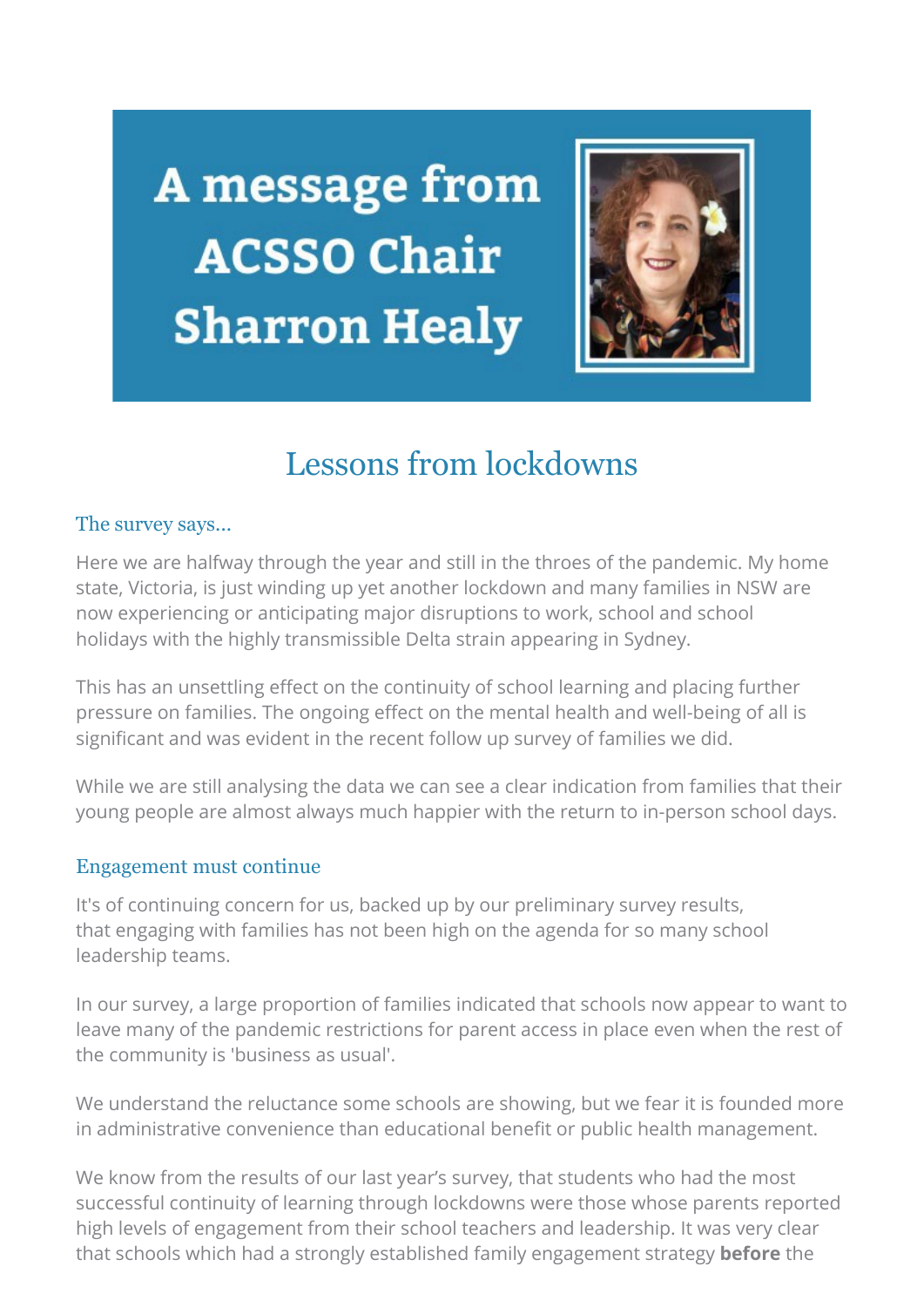# A message from ACSSO Chair Sharron Healy

## Lessons from lockdowns

### The survey says...

Here we are halfway through the year and still in the throes of the pandemic. My home state, Victoria, is just winding up yet another lockdown and many families in NSW are now experiencing or anticipating major disruptions to work, school and school holidays with the highly transmissible Delta strain appearing in Sydney.

This has an unsettling effect on the continuity of school learning and placing further pressure on families. The ongoing effect on the mental health and well-being of all is significant and was evident in the recent follow up survey of families we did.

While we are still analysing the data we can see a clear indication from families that their young people are almost always much happier with the return to in-person school days.

### Engagement must continue

It's of continuing concern for us, backed up by our preliminary survey results, that engaging with families has not been high on the agenda for so many school leadership teams.

In our survey, a large proportion of families indicated that schools now appear to want to leave many of the pandemic restrictions for parent access in place even when the rest of the community is 'business as usual'.

We understand the reluctance some schools are showing, but we fear it is founded more in administrative convenience than educational benefit or public health management.

We know from the results of our last year's survey, that students who had the most successful continuity of learning through lockdowns were those whose parents reported high levels of engagement from their school teachers and leadership. It was very clear that schools which had a strongly established family engagement strategy **before** the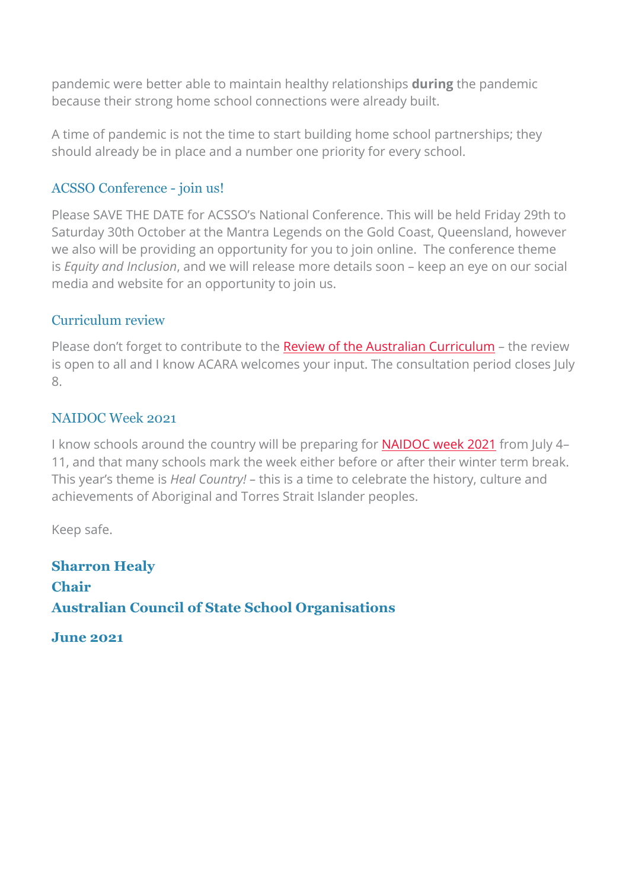pandemic were better able to maintain healthy relationships **during** the pandemic because their strong home school connections were already built.

A time of pandemic is not the time to start building home school partnerships; they should already be in place and a number one priority for every school.

## ACSSO Conference - join us!

Please SAVE THE DATE for ACSSO's National Conference. This will be held Friday 29th to Saturday 30th October at the Mantra Legends on the Gold Coast, Queensland, however we also will be providing an opportunity for you to join online. The conference theme is *Equity and Inclusion*, and we will release more details soon – keep an eye on our social media and website for an opportunity to join us.

## Curriculum review

Please don't forget to contribute to the Review of the Australian Curriculum – the review is open to all and I know ACARA welcomes your input. The consultation period closes July 8.

## NAIDOC Week 2021

I know schools around the country will be preparing for NAIDOC week 2021 from July 4–11, and that many schools mark the week either before or after their winter term break. This year's theme is *Heal Country!* – this is a time to celebrate the history, culture and achievements of Aboriginal and Torres Strait Islander peoples.

Keep safe.

**Sharron Healy**
**Chair**
**Australian Council of State School Organisations**

**June 2021**